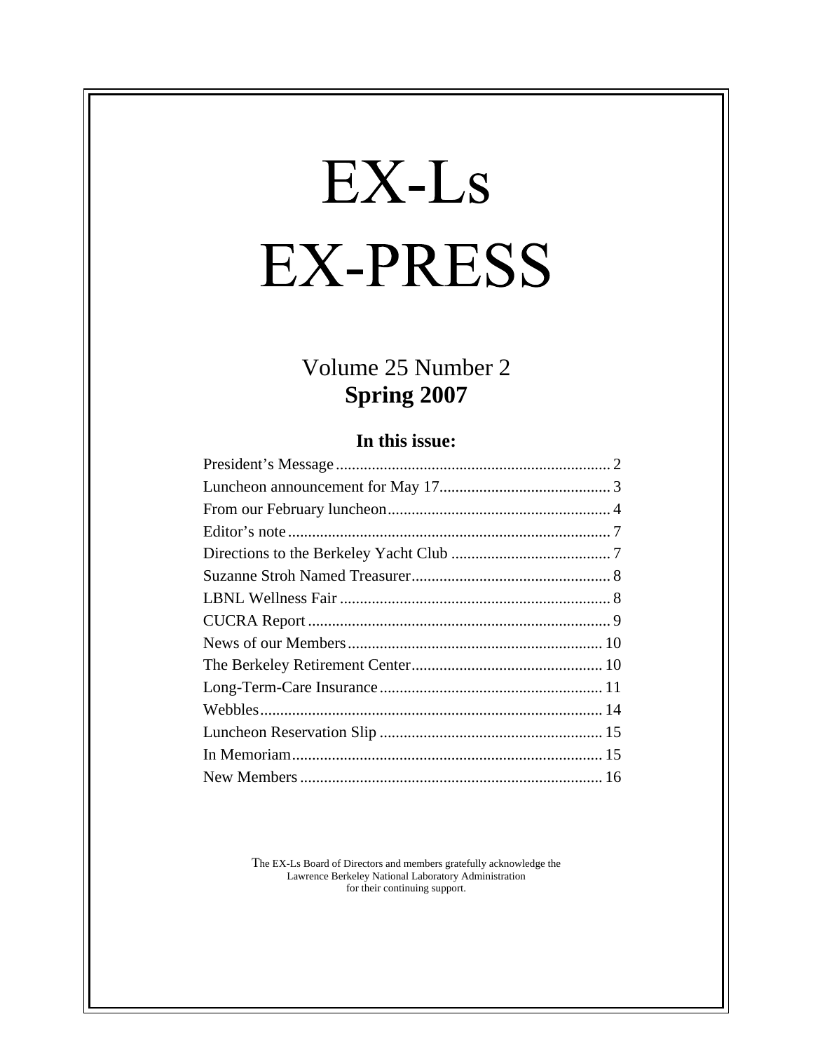# EX-Ls EX-PRESS

## Volume 25 Number 2
## **Spring 2007**

### In this issue:

| | |
|---|---|
| President's Message | 2 |
| Luncheon announcement for May 17 | 3 |
| From our February luncheon | 4 |
| Editor's note | 7 |
| Directions to the Berkeley Yacht Club | 7 |
| Suzanne Stroh Named Treasurer | 8 |
| LBNL Wellness Fair | 8 |
| CUCRA Report | 9 |
| News of our Members | 10 |
| The Berkeley Retirement Center | 10 |
| Long-Term-Care Insurance | 11 |
| Webbles | 14 |
| Luncheon Reservation Slip | 15 |
| In Memoriam | 15 |
| New Members | 16 |

The EX-Ls Board of Directors and members gratefully acknowledge the Lawrence Berkeley National Laboratory Administration for their continuing support.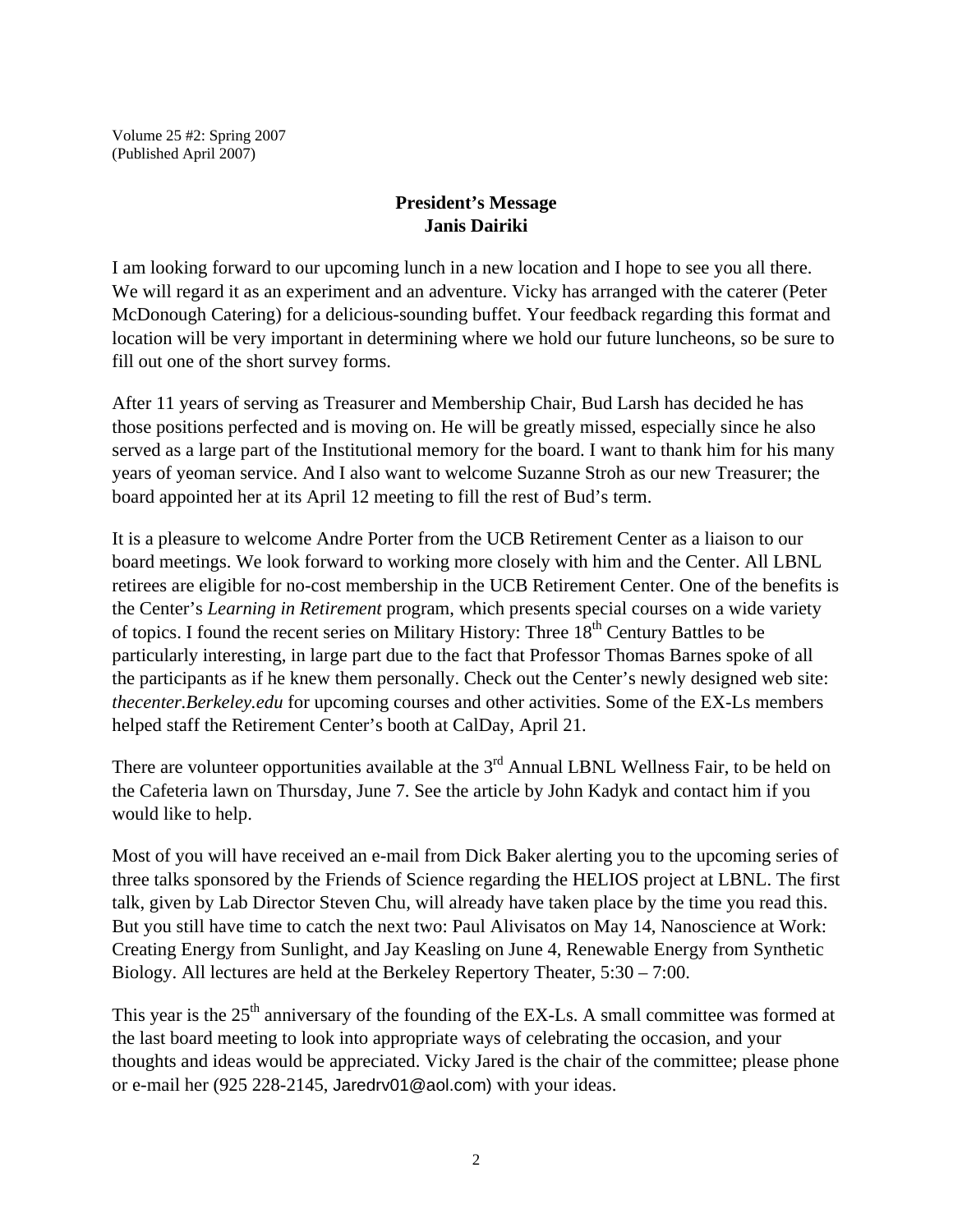Volume 25 #2: Spring 2007
(Published April 2007)

## President's Message
## Janis Dairiki

I am looking forward to our upcoming lunch in a new location and I hope to see you all there. We will regard it as an experiment and an adventure. Vicky has arranged with the caterer (Peter McDonough Catering) for a delicious-sounding buffet. Your feedback regarding this format and location will be very important in determining where we hold our future luncheons, so be sure to fill out one of the short survey forms.

After 11 years of serving as Treasurer and Membership Chair, Bud Larsh has decided he has those positions perfected and is moving on. He will be greatly missed, especially since he also served as a large part of the Institutional memory for the board. I want to thank him for his many years of yeoman service. And I also want to welcome Suzanne Stroh as our new Treasurer; the board appointed her at its April 12 meeting to fill the rest of Bud's term.

It is a pleasure to welcome Andre Porter from the UCB Retirement Center as a liaison to our board meetings. We look forward to working more closely with him and the Center. All LBNL retirees are eligible for no-cost membership in the UCB Retirement Center. One of the benefits is the Center's *Learning in Retirement* program, which presents special courses on a wide variety of topics. I found the recent series on Military History: Three 18th Century Battles to be particularly interesting, in large part due to the fact that Professor Thomas Barnes spoke of all the participants as if he knew them personally. Check out the Center's newly designed web site: *thecenter.Berkeley.edu* for upcoming courses and other activities. Some of the EX-Ls members helped staff the Retirement Center's booth at CalDay, April 21.

There are volunteer opportunities available at the 3rd Annual LBNL Wellness Fair, to be held on the Cafeteria lawn on Thursday, June 7. See the article by John Kadyk and contact him if you would like to help.

Most of you will have received an e-mail from Dick Baker alerting you to the upcoming series of three talks sponsored by the Friends of Science regarding the HELIOS project at LBNL. The first talk, given by Lab Director Steven Chu, will already have taken place by the time you read this. But you still have time to catch the next two: Paul Alivisatos on May 14, Nanoscience at Work: Creating Energy from Sunlight, and Jay Keasling on June 4, Renewable Energy from Synthetic Biology. All lectures are held at the Berkeley Repertory Theater, 5:30 – 7:00.

This year is the 25th anniversary of the founding of the EX-Ls. A small committee was formed at the last board meeting to look into appropriate ways of celebrating the occasion, and your thoughts and ideas would be appreciated. Vicky Jared is the chair of the committee; please phone or e-mail her (925 228-2145, Jaredrv01@aol.com) with your ideas.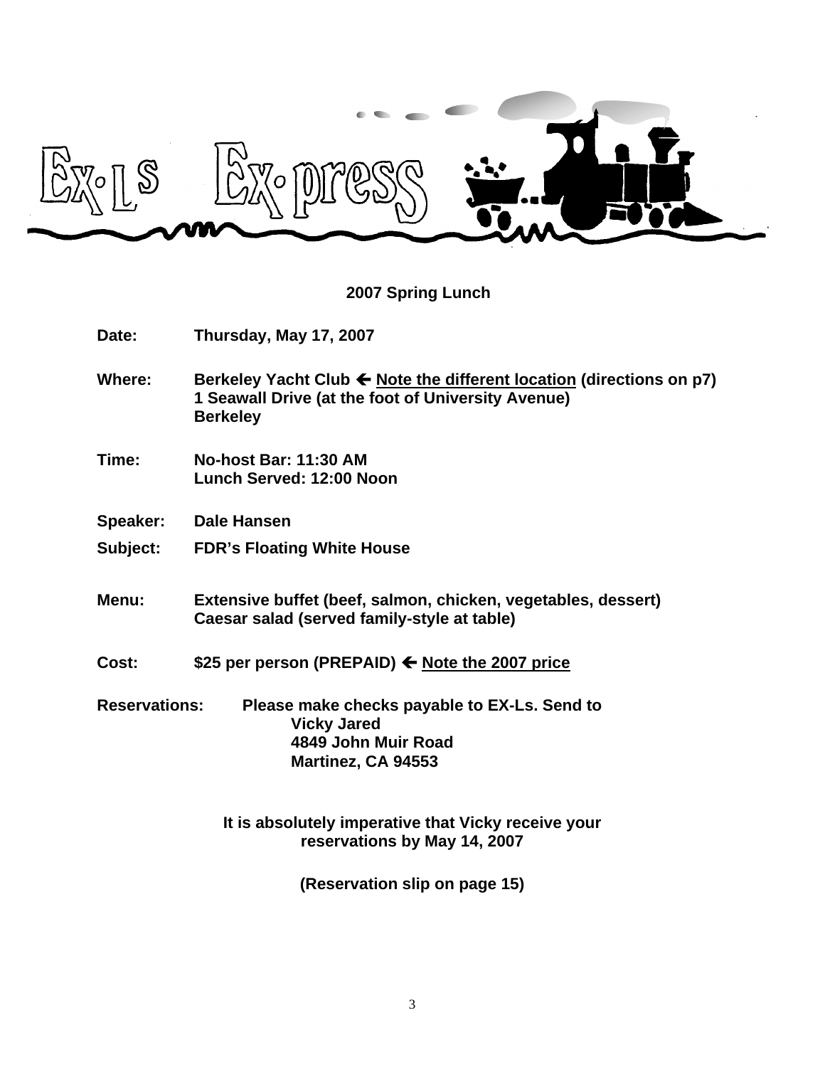# Ex-Ls Ex-press

## 2007 Spring Lunch

**Date:** Thursday, May 17, 2007

**Where:** Berkeley Yacht Club ← <u>Note the different location</u> (directions on p7)
1 Seawall Drive (at the foot of University Avenue)
Berkeley

**Time:** No-host Bar: 11:30 AM
Lunch Served: 12:00 Noon

**Speaker:** Dale Hansen

**Subject:** FDR's Floating White House

**Menu:** Extensive buffet (beef, salmon, chicken, vegetables, dessert)
Caesar salad (served family-style at table)

**Cost:** $25 per person (PREPAID) ← <u>Note the 2007 price</u>

**Reservations:** Please make checks payable to EX-Ls. Send to
Vicky Jared
4849 John Muir Road
Martinez, CA 94553

**It is absolutely imperative that Vicky receive your reservations by May 14, 2007**

**(Reservation slip on page 15)**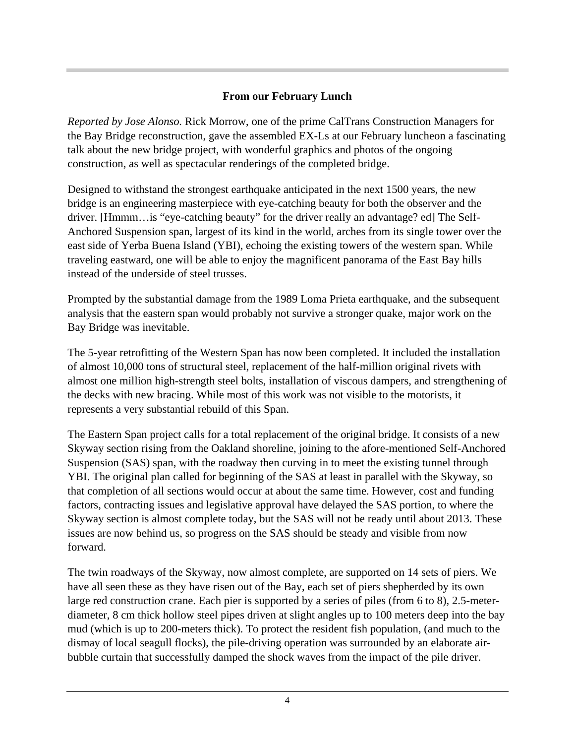## From our February Lunch

*Reported by Jose Alonso.* Rick Morrow, one of the prime CalTrans Construction Managers for the Bay Bridge reconstruction, gave the assembled EX-Ls at our February luncheon a fascinating talk about the new bridge project, with wonderful graphics and photos of the ongoing construction, as well as spectacular renderings of the completed bridge.

Designed to withstand the strongest earthquake anticipated in the next 1500 years, the new bridge is an engineering masterpiece with eye-catching beauty for both the observer and the driver. [Hmmm…is "eye-catching beauty" for the driver really an advantage? ed] The Self-Anchored Suspension span, largest of its kind in the world, arches from its single tower over the east side of Yerba Buena Island (YBI), echoing the existing towers of the western span. While traveling eastward, one will be able to enjoy the magnificent panorama of the East Bay hills instead of the underside of steel trusses.

Prompted by the substantial damage from the 1989 Loma Prieta earthquake, and the subsequent analysis that the eastern span would probably not survive a stronger quake, major work on the Bay Bridge was inevitable.

The 5-year retrofitting of the Western Span has now been completed. It included the installation of almost 10,000 tons of structural steel, replacement of the half-million original rivets with almost one million high-strength steel bolts, installation of viscous dampers, and strengthening of the decks with new bracing. While most of this work was not visible to the motorists, it represents a very substantial rebuild of this Span.

The Eastern Span project calls for a total replacement of the original bridge. It consists of a new Skyway section rising from the Oakland shoreline, joining to the afore-mentioned Self-Anchored Suspension (SAS) span, with the roadway then curving in to meet the existing tunnel through YBI. The original plan called for beginning of the SAS at least in parallel with the Skyway, so that completion of all sections would occur at about the same time. However, cost and funding factors, contracting issues and legislative approval have delayed the SAS portion, to where the Skyway section is almost complete today, but the SAS will not be ready until about 2013. These issues are now behind us, so progress on the SAS should be steady and visible from now forward.

The twin roadways of the Skyway, now almost complete, are supported on 14 sets of piers. We have all seen these as they have risen out of the Bay, each set of piers shepherded by its own large red construction crane. Each pier is supported by a series of piles (from 6 to 8), 2.5-meter-diameter, 8 cm thick hollow steel pipes driven at slight angles up to 100 meters deep into the bay mud (which is up to 200-meters thick). To protect the resident fish population, (and much to the dismay of local seagull flocks), the pile-driving operation was surrounded by an elaborate air-bubble curtain that successfully damped the shock waves from the impact of the pile driver.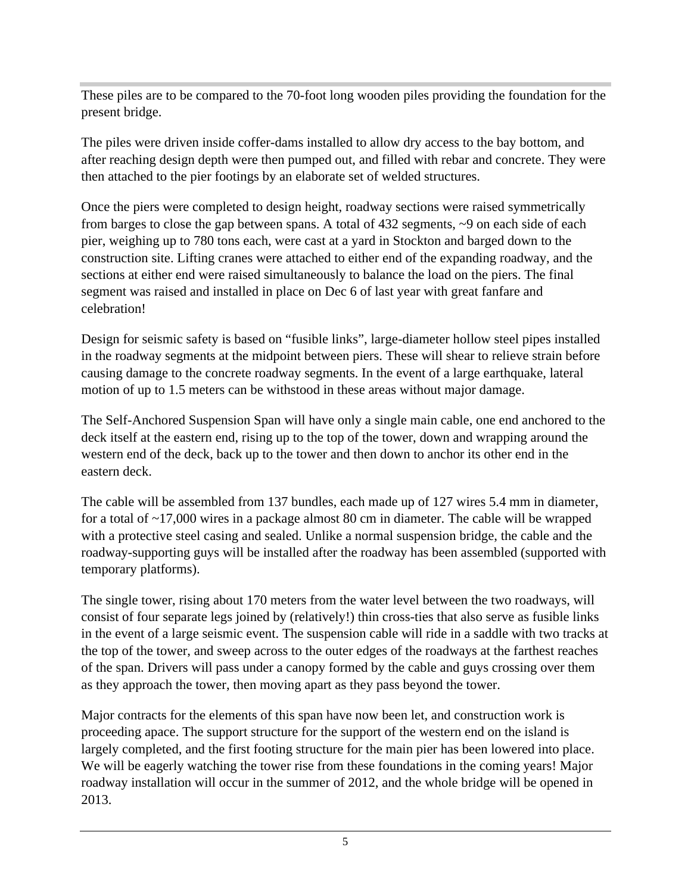These piles are to be compared to the 70-foot long wooden piles providing the foundation for the present bridge.

The piles were driven inside coffer-dams installed to allow dry access to the bay bottom, and after reaching design depth were then pumped out, and filled with rebar and concrete. They were then attached to the pier footings by an elaborate set of welded structures.

Once the piers were completed to design height, roadway sections were raised symmetrically from barges to close the gap between spans. A total of 432 segments, ~9 on each side of each pier, weighing up to 780 tons each, were cast at a yard in Stockton and barged down to the construction site. Lifting cranes were attached to either end of the expanding roadway, and the sections at either end were raised simultaneously to balance the load on the piers. The final segment was raised and installed in place on Dec 6 of last year with great fanfare and celebration!

Design for seismic safety is based on "fusible links", large-diameter hollow steel pipes installed in the roadway segments at the midpoint between piers. These will shear to relieve strain before causing damage to the concrete roadway segments. In the event of a large earthquake, lateral motion of up to 1.5 meters can be withstood in these areas without major damage.

The Self-Anchored Suspension Span will have only a single main cable, one end anchored to the deck itself at the eastern end, rising up to the top of the tower, down and wrapping around the western end of the deck, back up to the tower and then down to anchor its other end in the eastern deck.

The cable will be assembled from 137 bundles, each made up of 127 wires 5.4 mm in diameter, for a total of ~17,000 wires in a package almost 80 cm in diameter. The cable will be wrapped with a protective steel casing and sealed. Unlike a normal suspension bridge, the cable and the roadway-supporting guys will be installed after the roadway has been assembled (supported with temporary platforms).

The single tower, rising about 170 meters from the water level between the two roadways, will consist of four separate legs joined by (relatively!) thin cross-ties that also serve as fusible links in the event of a large seismic event. The suspension cable will ride in a saddle with two tracks at the top of the tower, and sweep across to the outer edges of the roadways at the farthest reaches of the span. Drivers will pass under a canopy formed by the cable and guys crossing over them as they approach the tower, then moving apart as they pass beyond the tower.

Major contracts for the elements of this span have now been let, and construction work is proceeding apace. The support structure for the support of the western end on the island is largely completed, and the first footing structure for the main pier has been lowered into place. We will be eagerly watching the tower rise from these foundations in the coming years! Major roadway installation will occur in the summer of 2012, and the whole bridge will be opened in 2013.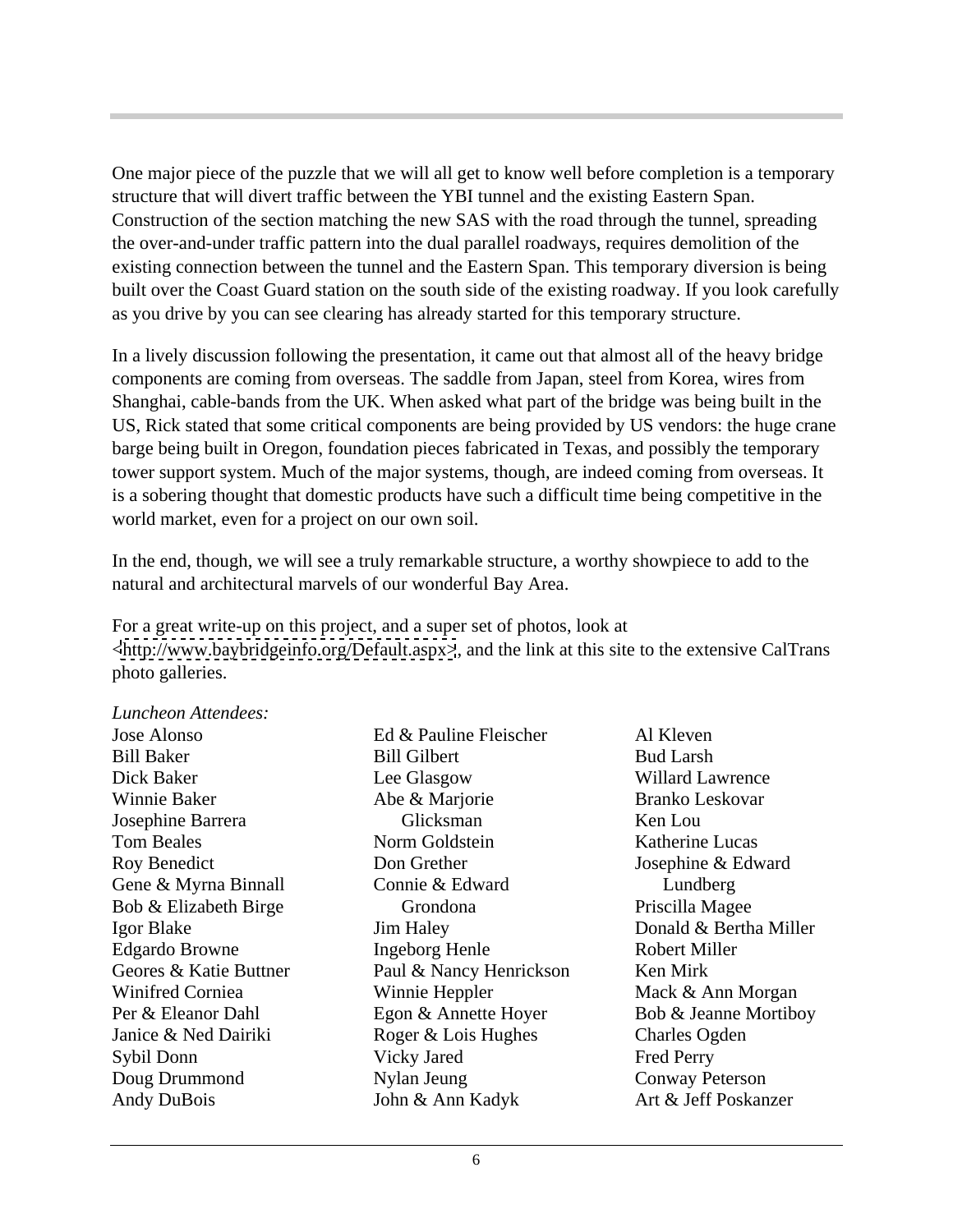One major piece of the puzzle that we will all get to know well before completion is a temporary structure that will divert traffic between the YBI tunnel and the existing Eastern Span. Construction of the section matching the new SAS with the road through the tunnel, spreading the over-and-under traffic pattern into the dual parallel roadways, requires demolition of the existing connection between the tunnel and the Eastern Span. This temporary diversion is being built over the Coast Guard station on the south side of the existing roadway. If you look carefully as you drive by you can see clearing has already started for this temporary structure.

In a lively discussion following the presentation, it came out that almost all of the heavy bridge components are coming from overseas. The saddle from Japan, steel from Korea, wires from Shanghai, cable-bands from the UK. When asked what part of the bridge was being built in the US, Rick stated that some critical components are being provided by US vendors: the huge crane barge being built in Oregon, foundation pieces fabricated in Texas, and possibly the temporary tower support system. Much of the major systems, though, are indeed coming from overseas. It is a sobering thought that domestic products have such a difficult time being competitive in the world market, even for a project on our own soil.

In the end, though, we will see a truly remarkable structure, a worthy showpiece to add to the natural and architectural marvels of our wonderful Bay Area.

For a great write-up on this project, and a super set of photos, look at <http://www.baybridgeinfo.org/Default.aspx>, and the link at this site to the extensive CalTrans photo galleries.

*Luncheon Attendees:*

Jose Alonso
Bill Baker
Dick Baker
Winnie Baker
Josephine Barrera
Tom Beales
Roy Benedict
Gene & Myrna Binnall
Bob & Elizabeth Birge
Igor Blake
Edgardo Browne
Geores & Katie Buttner
Winifred Corniea
Per & Eleanor Dahl
Janice & Ned Dairiki
Sybil Donn
Doug Drummond
Andy DuBois
Ed & Pauline Fleischer
Bill Gilbert
Lee Glasgow
Abe & Marjorie Glicksman
Norm Goldstein
Don Grether
Connie & Edward Grondona
Jim Haley
Ingeborg Henle
Paul & Nancy Henrickson
Winnie Heppler
Egon & Annette Hoyer
Roger & Lois Hughes
Vicky Jared
Nylan Jeung
John & Ann Kadyk
Al Kleven
Bud Larsh
Willard Lawrence
Branko Leskovar
Ken Lou
Katherine Lucas
Josephine & Edward Lundberg
Priscilla Magee
Donald & Bertha Miller
Robert Miller
Ken Mirk
Mack & Ann Morgan
Bob & Jeanne Mortiboy
Charles Ogden
Fred Perry
Conway Peterson
Art & Jeff Poskanzer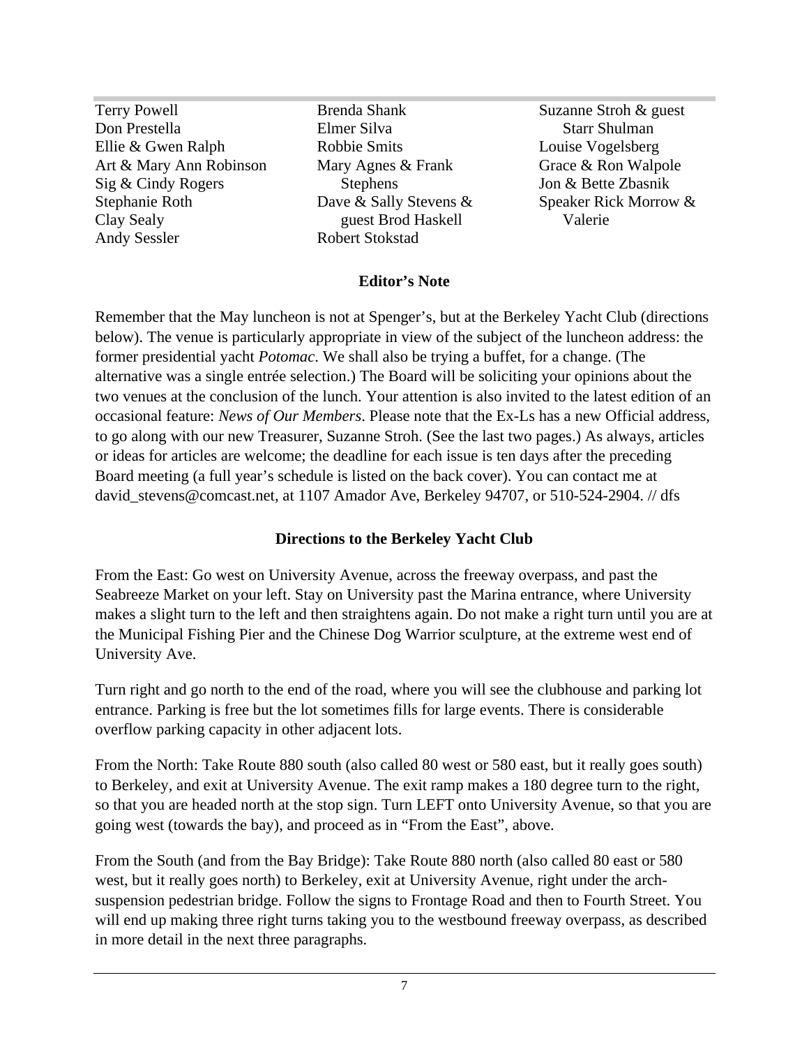Terry Powell
Don Prestella
Ellie & Gwen Ralph
Art & Mary Ann Robinson
Sig & Cindy Rogers
Stephanie Roth
Clay Sealy
Andy Sessler
Brenda Shank
Elmer Silva
Robbie Smits
Mary Agnes & Frank Stephens
Dave & Sally Stevens & guest Brod Haskell
Robert Stokstad
Suzanne Stroh & guest Starr Shulman
Louise Vogelsberg
Grace & Ron Walpole
Jon & Bette Zbasnik
Speaker Rick Morrow & Valerie

**Editor's Note**

Remember that the May luncheon is not at Spenger's, but at the Berkeley Yacht Club (directions below). The venue is particularly appropriate in view of the subject of the luncheon address: the former presidential yacht *Potomac*. We shall also be trying a buffet, for a change. (The alternative was a single entrée selection.) The Board will be soliciting your opinions about the two venues at the conclusion of the lunch. Your attention is also invited to the latest edition of an occasional feature: *News of Our Members*. Please note that the Ex-Ls has a new Official address, to go along with our new Treasurer, Suzanne Stroh. (See the last two pages.) As always, articles or ideas for articles are welcome; the deadline for each issue is ten days after the preceding Board meeting (a full year's schedule is listed on the back cover). You can contact me at david_stevens@comcast.net, at 1107 Amador Ave, Berkeley 94707, or 510-524-2904. // dfs

**Directions to the Berkeley Yacht Club**

From the East: Go west on University Avenue, across the freeway overpass, and past the Seabreeze Market on your left. Stay on University past the Marina entrance, where University makes a slight turn to the left and then straightens again. Do not make a right turn until you are at the Municipal Fishing Pier and the Chinese Dog Warrior sculpture, at the extreme west end of University Ave.

Turn right and go north to the end of the road, where you will see the clubhouse and parking lot entrance. Parking is free but the lot sometimes fills for large events. There is considerable overflow parking capacity in other adjacent lots.

From the North: Take Route 880 south (also called 80 west or 580 east, but it really goes south) to Berkeley, and exit at University Avenue. The exit ramp makes a 180 degree turn to the right, so that you are headed north at the stop sign. Turn LEFT onto University Avenue, so that you are going west (towards the bay), and proceed as in "From the East", above.

From the South (and from the Bay Bridge): Take Route 880 north (also called 80 east or 580 west, but it really goes north) to Berkeley, exit at University Avenue, right under the arch-suspension pedestrian bridge. Follow the signs to Frontage Road and then to Fourth Street. You will end up making three right turns taking you to the westbound freeway overpass, as described in more detail in the next three paragraphs.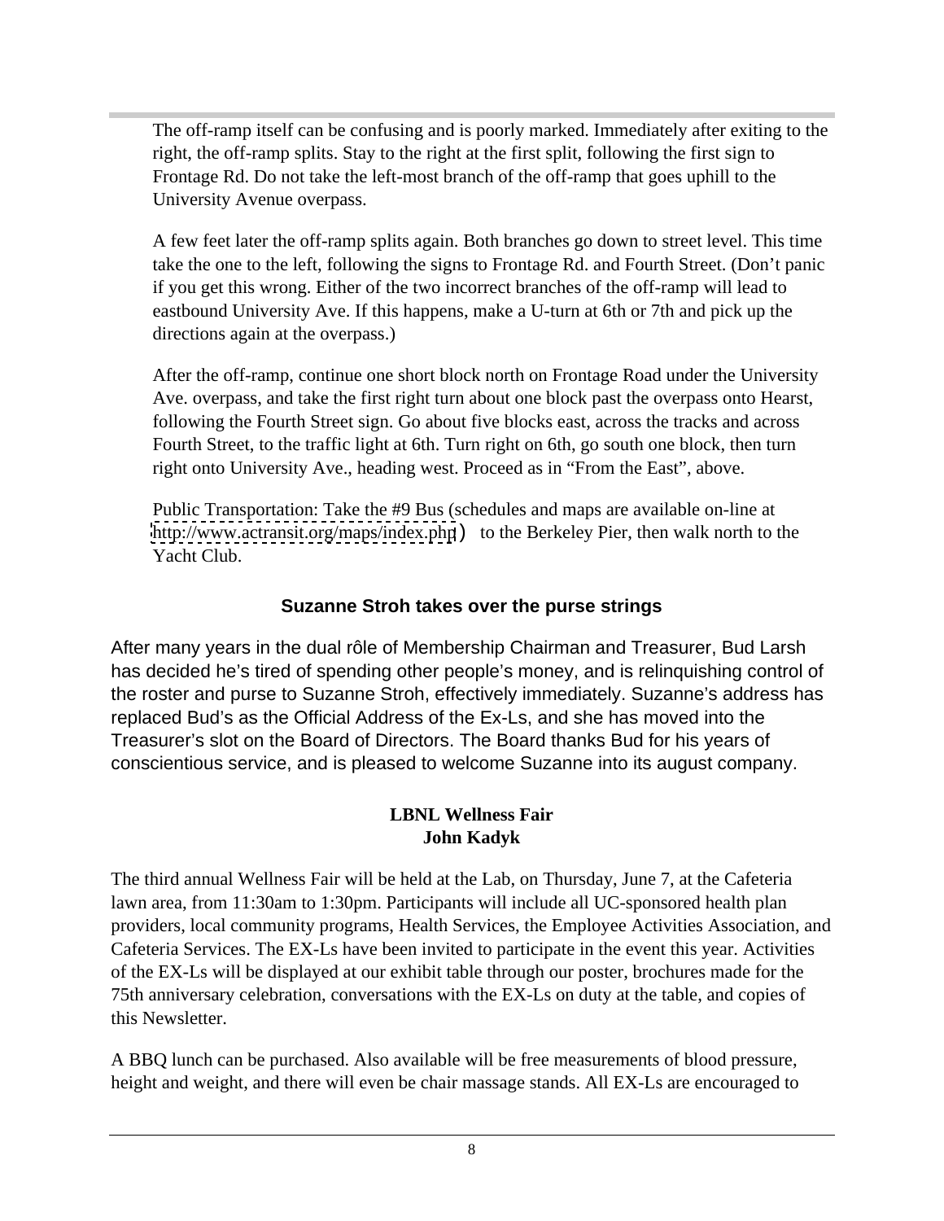The off-ramp itself can be confusing and is poorly marked. Immediately after exiting to the right, the off-ramp splits. Stay to the right at the first split, following the first sign to Frontage Rd. Do not take the left-most branch of the off-ramp that goes uphill to the University Avenue overpass.

A few feet later the off-ramp splits again. Both branches go down to street level. This time take the one to the left, following the signs to Frontage Rd. and Fourth Street. (Don't panic if you get this wrong. Either of the two incorrect branches of the off-ramp will lead to eastbound University Ave. If this happens, make a U-turn at 6th or 7th and pick up the directions again at the overpass.)

After the off-ramp, continue one short block north on Frontage Road under the University Ave. overpass, and take the first right turn about one block past the overpass onto Hearst, following the Fourth Street sign. Go about five blocks east, across the tracks and across Fourth Street, to the traffic light at 6th. Turn right on 6th, go south one block, then turn right onto University Ave., heading west. Proceed as in "From the East", above.

Public Transportation: Take the #9 Bus (schedules and maps are available on-line at http://www.actransit.org/maps/index.php) to the Berkeley Pier, then walk north to the Yacht Club.

## Suzanne Stroh takes over the purse strings

After many years in the dual rôle of Membership Chairman and Treasurer, Bud Larsh has decided he's tired of spending other people's money, and is relinquishing control of the roster and purse to Suzanne Stroh, effectively immediately. Suzanne's address has replaced Bud's as the Official Address of the Ex-Ls, and she has moved into the Treasurer's slot on the Board of Directors. The Board thanks Bud for his years of conscientious service, and is pleased to welcome Suzanne into its august company.

## LBNL Wellness Fair

**John Kadyk**

The third annual Wellness Fair will be held at the Lab, on Thursday, June 7, at the Cafeteria lawn area, from 11:30am to 1:30pm. Participants will include all UC-sponsored health plan providers, local community programs, Health Services, the Employee Activities Association, and Cafeteria Services. The EX-Ls have been invited to participate in the event this year. Activities of the EX-Ls will be displayed at our exhibit table through our poster, brochures made for the 75th anniversary celebration, conversations with the EX-Ls on duty at the table, and copies of this Newsletter.

A BBQ lunch can be purchased. Also available will be free measurements of blood pressure, height and weight, and there will even be chair massage stands. All EX-Ls are encouraged to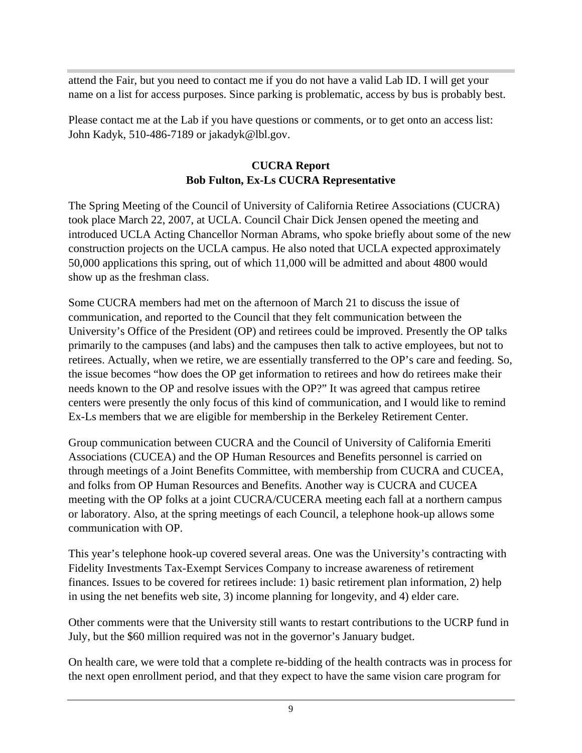attend the Fair, but you need to contact me if you do not have a valid Lab ID. I will get your name on a list for access purposes. Since parking is problematic, access by bus is probably best.

Please contact me at the Lab if you have questions or comments, or to get onto an access list: John Kadyk, 510-486-7189 or jakadyk@lbl.gov.

## CUCRA Report
### Bob Fulton, Ex-Ls CUCRA Representative

The Spring Meeting of the Council of University of California Retiree Associations (CUCRA) took place March 22, 2007, at UCLA. Council Chair Dick Jensen opened the meeting and introduced UCLA Acting Chancellor Norman Abrams, who spoke briefly about some of the new construction projects on the UCLA campus. He also noted that UCLA expected approximately 50,000 applications this spring, out of which 11,000 will be admitted and about 4800 would show up as the freshman class.

Some CUCRA members had met on the afternoon of March 21 to discuss the issue of communication, and reported to the Council that they felt communication between the University's Office of the President (OP) and retirees could be improved. Presently the OP talks primarily to the campuses (and labs) and the campuses then talk to active employees, but not to retirees. Actually, when we retire, we are essentially transferred to the OP's care and feeding. So, the issue becomes "how does the OP get information to retirees and how do retirees make their needs known to the OP and resolve issues with the OP?" It was agreed that campus retiree centers were presently the only focus of this kind of communication, and I would like to remind Ex-Ls members that we are eligible for membership in the Berkeley Retirement Center.

Group communication between CUCRA and the Council of University of California Emeriti Associations (CUCEA) and the OP Human Resources and Benefits personnel is carried on through meetings of a Joint Benefits Committee, with membership from CUCRA and CUCEA, and folks from OP Human Resources and Benefits. Another way is CUCRA and CUCEA meeting with the OP folks at a joint CUCRA/CUCERA meeting each fall at a northern campus or laboratory. Also, at the spring meetings of each Council, a telephone hook-up allows some communication with OP.

This year's telephone hook-up covered several areas. One was the University's contracting with Fidelity Investments Tax-Exempt Services Company to increase awareness of retirement finances. Issues to be covered for retirees include: 1) basic retirement plan information, 2) help in using the net benefits web site, 3) income planning for longevity, and 4) elder care.

Other comments were that the University still wants to restart contributions to the UCRP fund in July, but the $60 million required was not in the governor's January budget.

On health care, we were told that a complete re-bidding of the health contracts was in process for the next open enrollment period, and that they expect to have the same vision care program for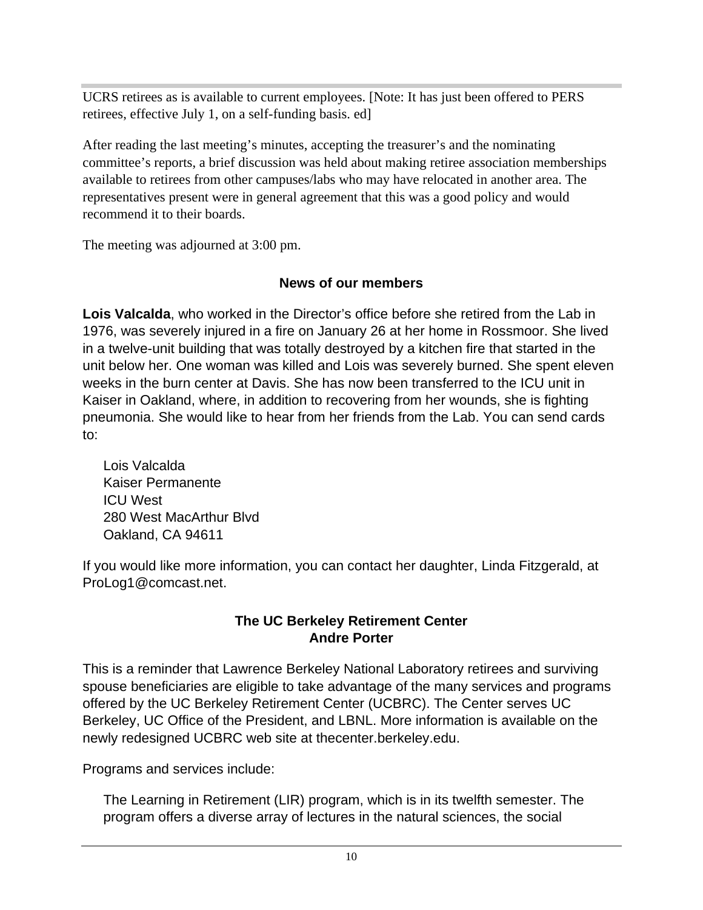UCRS retirees as is available to current employees. [Note: It has just been offered to PERS retirees, effective July 1, on a self-funding basis. ed]

After reading the last meeting's minutes, accepting the treasurer's and the nominating committee's reports, a brief discussion was held about making retiree association memberships available to retirees from other campuses/labs who may have relocated in another area. The representatives present were in general agreement that this was a good policy and would recommend it to their boards.

The meeting was adjourned at 3:00 pm.

## News of our members

**Lois Valcalda**, who worked in the Director's office before she retired from the Lab in 1976, was severely injured in a fire on January 26 at her home in Rossmoor. She lived in a twelve-unit building that was totally destroyed by a kitchen fire that started in the unit below her. One woman was killed and Lois was severely burned. She spent eleven weeks in the burn center at Davis. She has now been transferred to the ICU unit in Kaiser in Oakland, where, in addition to recovering from her wounds, she is fighting pneumonia. She would like to hear from her friends from the Lab. You can send cards to:

Lois Valcalda
Kaiser Permanente
ICU West
280 West MacArthur Blvd
Oakland, CA 94611

If you would like more information, you can contact her daughter, Linda Fitzgerald, at ProLog1@comcast.net.

## The UC Berkeley Retirement Center
**Andre Porter**

This is a reminder that Lawrence Berkeley National Laboratory retirees and surviving spouse beneficiaries are eligible to take advantage of the many services and programs offered by the UC Berkeley Retirement Center (UCBRC). The Center serves UC Berkeley, UC Office of the President, and LBNL. More information is available on the newly redesigned UCBRC web site at thecenter.berkeley.edu.

Programs and services include:

The Learning in Retirement (LIR) program, which is in its twelfth semester. The program offers a diverse array of lectures in the natural sciences, the social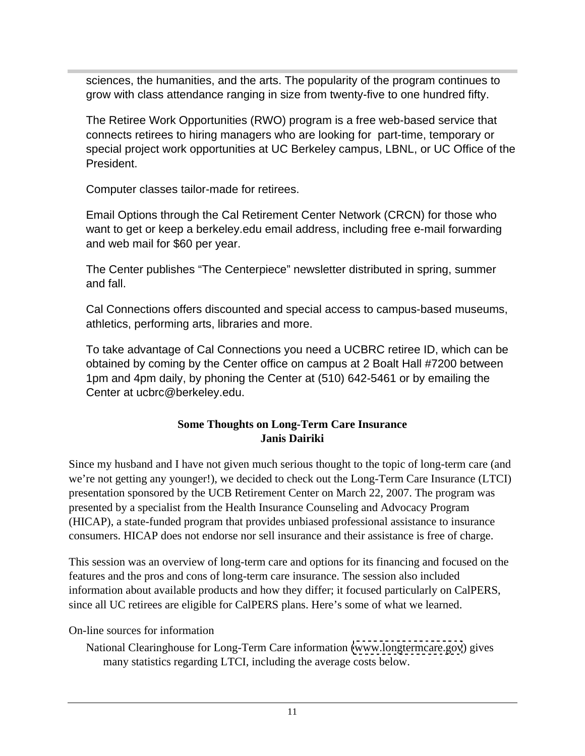sciences, the humanities, and the arts. The popularity of the program continues to grow with class attendance ranging in size from twenty-five to one hundred fifty.

The Retiree Work Opportunities (RWO) program is a free web-based service that connects retirees to hiring managers who are looking for part-time, temporary or special project work opportunities at UC Berkeley campus, LBNL, or UC Office of the President.

Computer classes tailor-made for retirees.

Email Options through the Cal Retirement Center Network (CRCN) for those who want to get or keep a berkeley.edu email address, including free e-mail forwarding and web mail for $60 per year.

The Center publishes “The Centerpiece” newsletter distributed in spring, summer and fall.

Cal Connections offers discounted and special access to campus-based museums, athletics, performing arts, libraries and more.

To take advantage of Cal Connections you need a UCBRC retiree ID, which can be obtained by coming by the Center office on campus at 2 Boalt Hall #7200 between 1pm and 4pm daily, by phoning the Center at (510) 642-5461 or by emailing the Center at ucbrc@berkeley.edu.

## Some Thoughts on Long-Term Care Insurance

**Janis Dairiki**

Since my husband and I have not given much serious thought to the topic of long-term care (and we’re not getting any younger!), we decided to check out the Long-Term Care Insurance (LTCI) presentation sponsored by the UCB Retirement Center on March 22, 2007. The program was presented by a specialist from the Health Insurance Counseling and Advocacy Program (HICAP), a state-funded program that provides unbiased professional assistance to insurance consumers. HICAP does not endorse nor sell insurance and their assistance is free of charge.

This session was an overview of long-term care and options for its financing and focused on the features and the pros and cons of long-term care insurance. The session also included information about available products and how they differ; it focused particularly on CalPERS, since all UC retirees are eligible for CalPERS plans. Here’s some of what we learned.

On-line sources for information

National Clearinghouse for Long-Term Care information (www.longtermcare.gov) gives many statistics regarding LTCI, including the average costs below.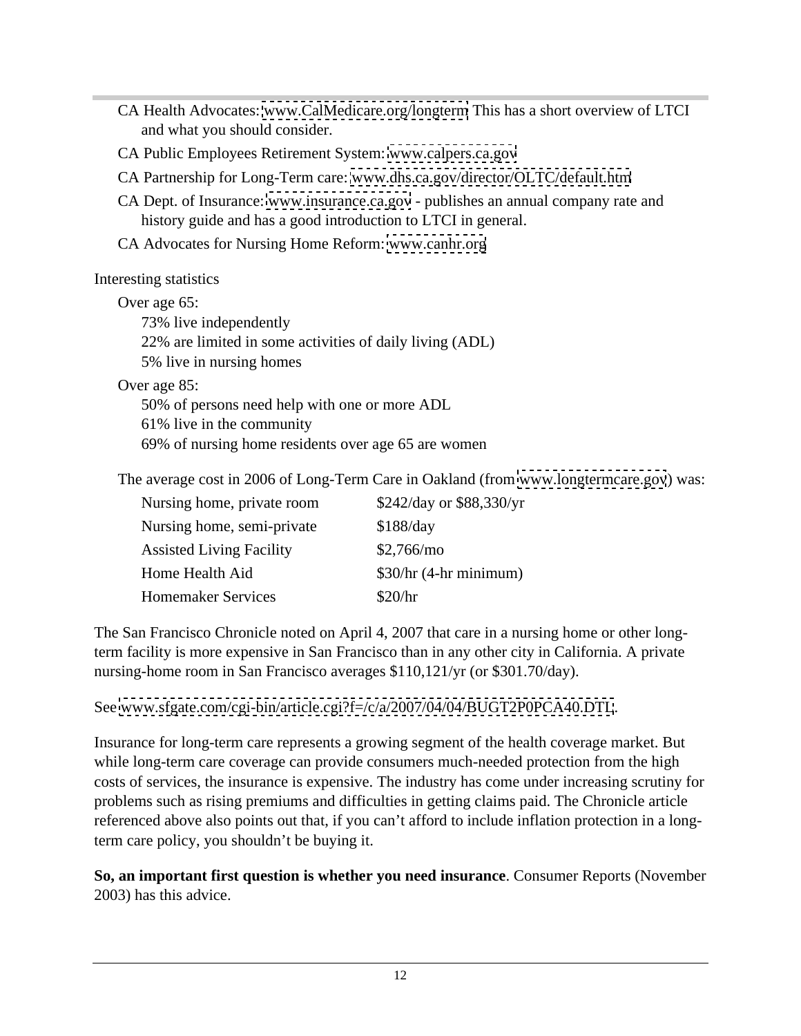- CA Health Advocates: www.CalMedicare.org/longterm This has a short overview of LTCI and what you should consider.
- CA Public Employees Retirement System: www.calpers.ca.gov
- CA Partnership for Long-Term care: www.dhs.ca.gov/director/OLTC/default.htm
- CA Dept. of Insurance: www.insurance.ca.gov - publishes an annual company rate and history guide and has a good introduction to LTCI in general.
- CA Advocates for Nursing Home Reform: www.canhr.org

Interesting statistics

- Over age 65:
  - 73% live independently
  - 22% are limited in some activities of daily living (ADL)
  - 5% live in nursing homes
- Over age 85:
  - 50% of persons need help with one or more ADL
  - 61% live in the community
  - 69% of nursing home residents over age 65 are women

The average cost in 2006 of Long-Term Care in Oakland (from www.longtermcare.gov) was:

| | |
|---|---|
| Nursing home, private room | $242/day or $88,330/yr |
| Nursing home, semi-private | $188/day |
| Assisted Living Facility | $2,766/mo |
| Home Health Aid | $30/hr (4-hr minimum) |
| Homemaker Services | $20/hr |

The San Francisco Chronicle noted on April 4, 2007 that care in a nursing home or other long-term facility is more expensive in San Francisco than in any other city in California. A private nursing-home room in San Francisco averages $110,121/yr (or $301.70/day).

See www.sfgate.com/cgi-bin/article.cgi?f=/c/a/2007/04/04/BUGT2P0PCA40.DTL.

Insurance for long-term care represents a growing segment of the health coverage market. But while long-term care coverage can provide consumers much-needed protection from the high costs of services, the insurance is expensive. The industry has come under increasing scrutiny for problems such as rising premiums and difficulties in getting claims paid. The Chronicle article referenced above also points out that, if you can't afford to include inflation protection in a long-term care policy, you shouldn't be buying it.

**So, an important first question is whether you need insurance**. Consumer Reports (November 2003) has this advice.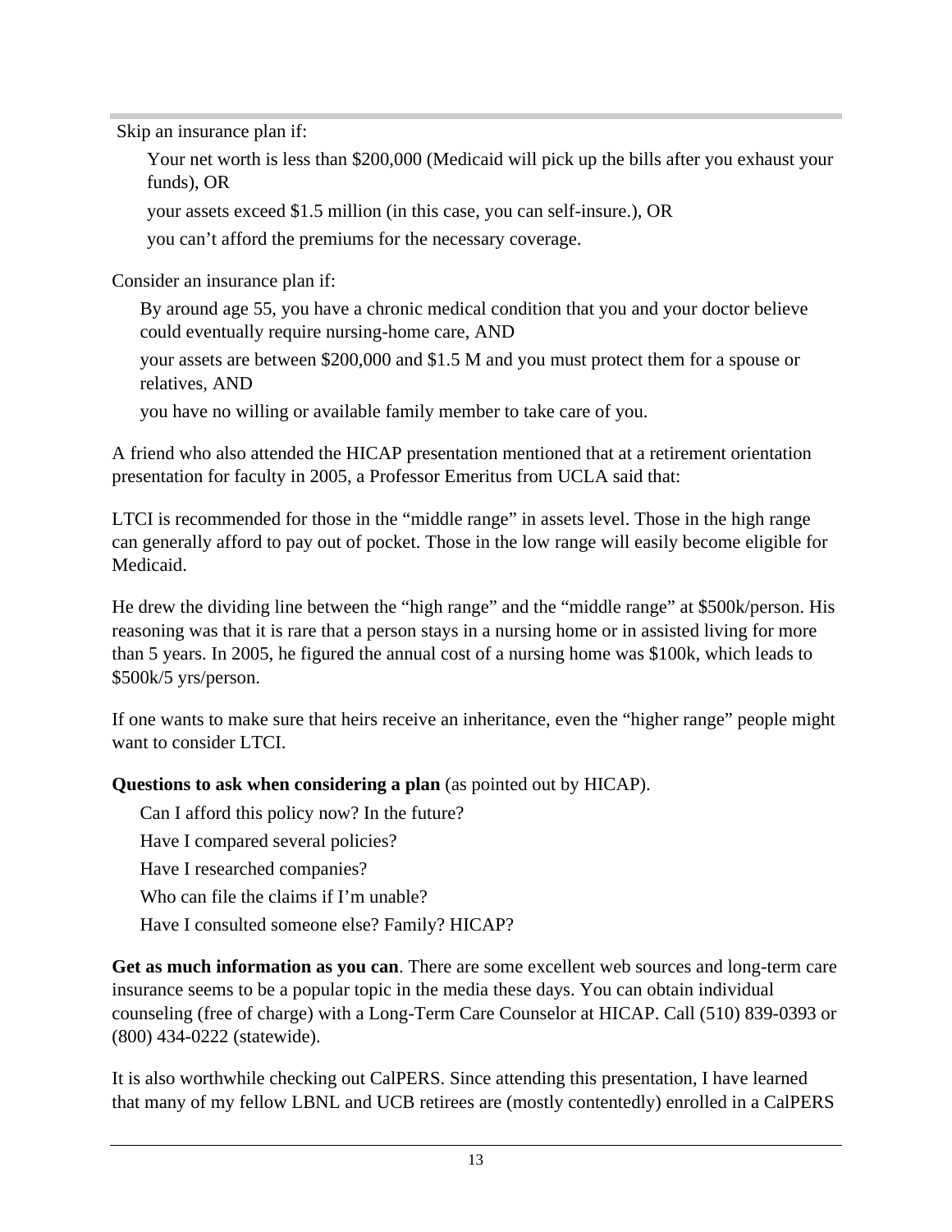Skip an insurance plan if:

- Your net worth is less than $200,000 (Medicaid will pick up the bills after you exhaust your funds), OR
- your assets exceed $1.5 million (in this case, you can self-insure.), OR
- you can't afford the premiums for the necessary coverage.

Consider an insurance plan if:

- By around age 55, you have a chronic medical condition that you and your doctor believe could eventually require nursing-home care, AND
- your assets are between $200,000 and $1.5 M and you must protect them for a spouse or relatives, AND
- you have no willing or available family member to take care of you.

A friend who also attended the HICAP presentation mentioned that at a retirement orientation presentation for faculty in 2005, a Professor Emeritus from UCLA said that:

LTCI is recommended for those in the "middle range" in assets level. Those in the high range can generally afford to pay out of pocket. Those in the low range will easily become eligible for Medicaid.

He drew the dividing line between the "high range" and the "middle range" at $500k/person. His reasoning was that it is rare that a person stays in a nursing home or in assisted living for more than 5 years. In 2005, he figured the annual cost of a nursing home was $100k, which leads to $500k/5 yrs/person.

If one wants to make sure that heirs receive an inheritance, even the "higher range" people might want to consider LTCI.

**Questions to ask when considering a plan** (as pointed out by HICAP).

- Can I afford this policy now? In the future?
- Have I compared several policies?
- Have I researched companies?
- Who can file the claims if I'm unable?
- Have I consulted someone else? Family? HICAP?

**Get as much information as you can**. There are some excellent web sources and long-term care insurance seems to be a popular topic in the media these days. You can obtain individual counseling (free of charge) with a Long-Term Care Counselor at HICAP. Call (510) 839-0393 or (800) 434-0222 (statewide).

It is also worthwhile checking out CalPERS. Since attending this presentation, I have learned that many of my fellow LBNL and UCB retirees are (mostly contentedly) enrolled in a CalPERS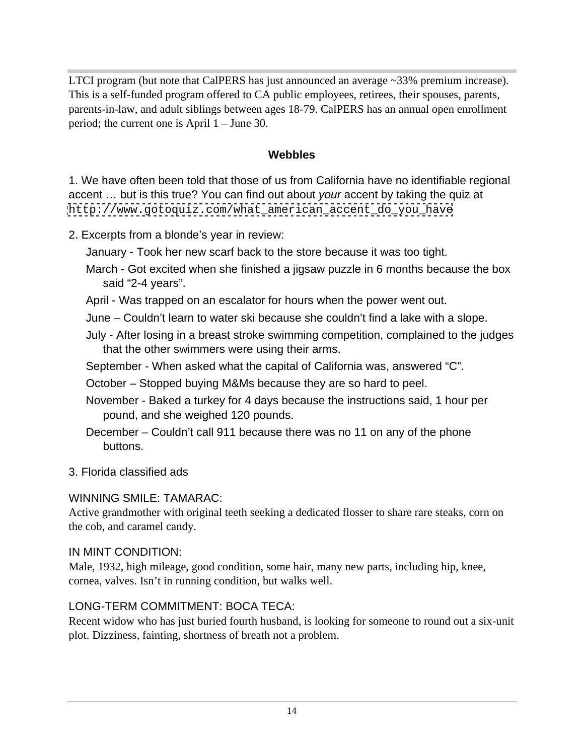LTCI program (but note that CalPERS has just announced an average ~33% premium increase). This is a self-funded program offered to CA public employees, retirees, their spouses, parents, parents-in-law, and adult siblings between ages 18-79. CalPERS has an annual open enrollment period; the current one is April 1 – June 30.

## Webbles

1. We have often been told that those of us from California have no identifiable regional accent … but is this true? You can find out about *your* accent by taking the quiz at http://www.gotoquiz.com/what_american_accent_do_you_have

2. Excerpts from a blonde's year in review:

   January - Took her new scarf back to the store because it was too tight.

   March - Got excited when she finished a jigsaw puzzle in 6 months because the box said "2-4 years".

   April - Was trapped on an escalator for hours when the power went out.

   June – Couldn't learn to water ski because she couldn't find a lake with a slope.

   July - After losing in a breast stroke swimming competition, complained to the judges that the other swimmers were using their arms.

   September - When asked what the capital of California was, answered "C".

   October – Stopped buying M&Ms because they are so hard to peel.

   November - Baked a turkey for 4 days because the instructions said, 1 hour per pound, and she weighed 120 pounds.

   December – Couldn't call 911 because there was no 11 on any of the phone buttons.

3. Florida classified ads

WINNING SMILE: TAMARAC:
Active grandmother with original teeth seeking a dedicated flosser to share rare steaks, corn on the cob, and caramel candy.

IN MINT CONDITION:
Male, 1932, high mileage, good condition, some hair, many new parts, including hip, knee, cornea, valves. Isn't in running condition, but walks well.

LONG-TERM COMMITMENT: BOCA TECA:
Recent widow who has just buried fourth husband, is looking for someone to round out a six-unit plot. Dizziness, fainting, shortness of breath not a problem.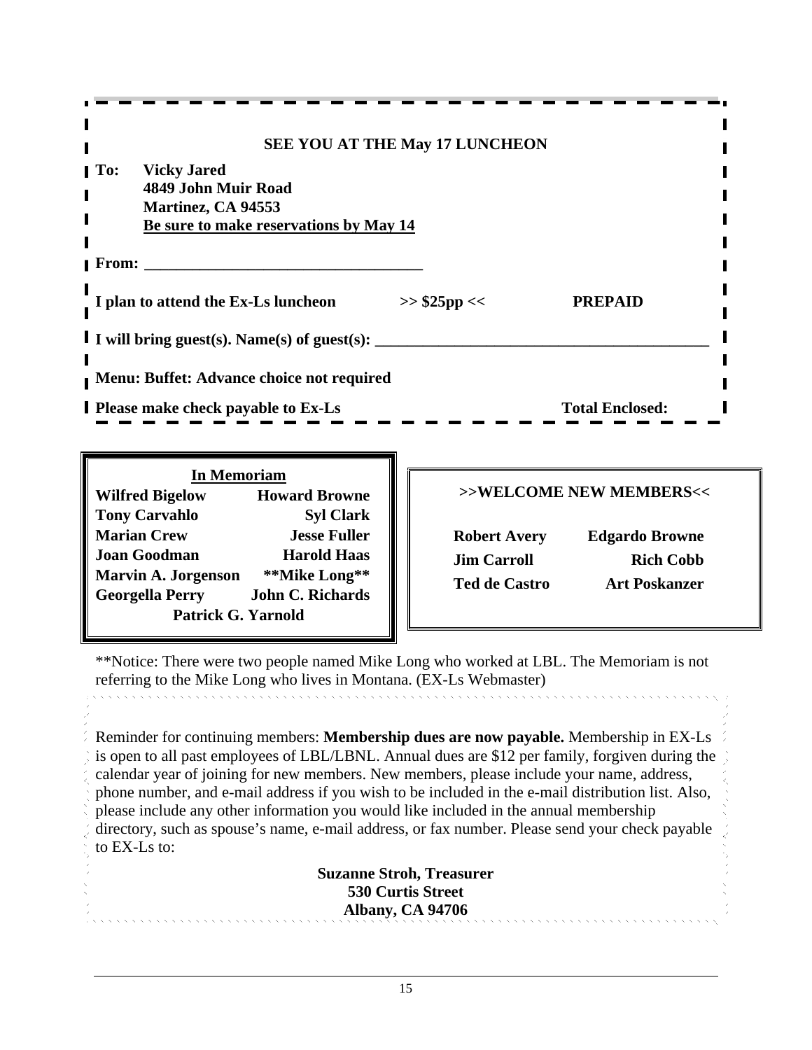**SEE YOU AT THE May 17 LUNCHEON**

**To: Vicky Jared**
**4849 John Muir Road**
**Martinez, CA 94553**
**Be sure to make reservations by May 14**

**From: ___________________________________**

**I plan to attend the Ex-Ls luncheon >> $25pp << PREPAID**

**I will bring guest(s). Name(s) of guest(s): ___________________________________________**

**Menu: Buffet: Advance choice not required**

**Please make check payable to Ex-Ls Total Enclosed:**

**In Memoriam**

**Wilfred Bigelow**
**Howard Browne**
**Tony Carvahlo**
**Syl Clark**
**Marian Crew**
**Jesse Fuller**
**Joan Goodman**
**Harold Haas**
**Marvin A. Jorgenson**
****Mike Long****
**Georgella Perry**
**John C. Richards**
**Patrick G. Yarnold**

**>>WELCOME NEW MEMBERS<<**

**Robert Avery**
**Edgardo Browne**
**Jim Carroll**
**Rich Cobb**
**Ted de Castro**
**Art Poskanzer**

**Notice: There were two people named Mike Long who worked at LBL. The Memoriam is not referring to the Mike Long who lives in Montana. (EX-Ls Webmaster)

Reminder for continuing members: **Membership dues are now payable.** Membership in EX-Ls is open to all past employees of LBL/LBNL. Annual dues are $12 per family, forgiven during the calendar year of joining for new members. New members, please include your name, address, phone number, and e-mail address if you wish to be included in the e-mail distribution list. Also, please include any other information you would like included in the annual membership directory, such as spouse's name, e-mail address, or fax number. Please send your check payable to EX-Ls to:

**Suzanne Stroh, Treasurer**
**530 Curtis Street**
**Albany, CA 94706**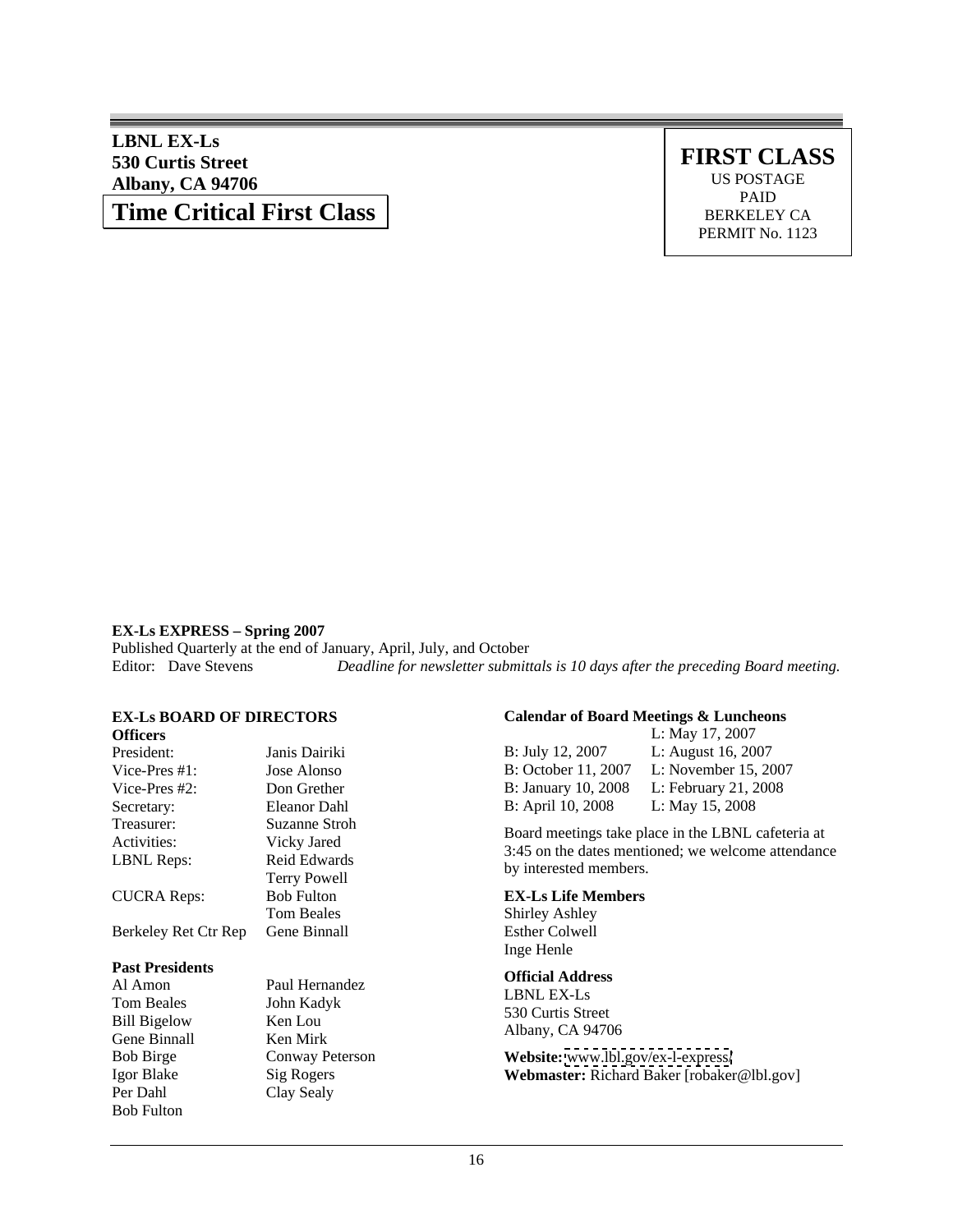**LBNL EX-Ls**
**530 Curtis Street**
**Albany, CA 94706**

**Time Critical First Class**

**FIRST CLASS**
US POSTAGE
PAID
BERKELEY CA
PERMIT No. 1123

**EX-Ls EXPRESS – Spring 2007**
Published Quarterly at the end of January, April, July, and October
Editor: Dave Stevens *Deadline for newsletter submittals is 10 days after the preceding Board meeting.*

**EX-Ls BOARD OF DIRECTORS**

**Officers**

| | |
|---|---|
| President: | Janis Dairiki |
| Vice-Pres #1: | Jose Alonso |
| Vice-Pres #2: | Don Grether |
| Secretary: | Eleanor Dahl |
| Treasurer: | Suzanne Stroh |
| Activities: | Vicky Jared |
| LBNL Reps: | Reid Edwards |
| | Terry Powell |
| CUCRA Reps: | Bob Fulton |
| | Tom Beales |
| Berkeley Ret Ctr Rep | Gene Binnall |

**Past Presidents**

| | |
|---|---|
| Al Amon | Paul Hernandez |
| Tom Beales | John Kadyk |
| Bill Bigelow | Ken Lou |
| Gene Binnall | Ken Mirk |
| Bob Birge | Conway Peterson |
| Igor Blake | Sig Rogers |
| Per Dahl | Clay Sealy |
| Bob Fulton | |

**Calendar of Board Meetings & Luncheons**

| | |
|---|---|
| | L: May 17, 2007 |
| B: July 12, 2007 | L: August 16, 2007 |
| B: October 11, 2007 | L: November 15, 2007 |
| B: January 10, 2008 | L: February 21, 2008 |
| B: April 10, 2008 | L: May 15, 2008 |

Board meetings take place in the LBNL cafeteria at 3:45 on the dates mentioned; we welcome attendance by interested members.

**EX-Ls Life Members**
Shirley Ashley
Esther Colwell
Inge Henle

**Official Address**
LBNL EX-Ls
530 Curtis Street
Albany, CA 94706

**Website:** www.lbl.gov/ex-l-express/
**Webmaster:** Richard Baker [robaker@lbl.gov]